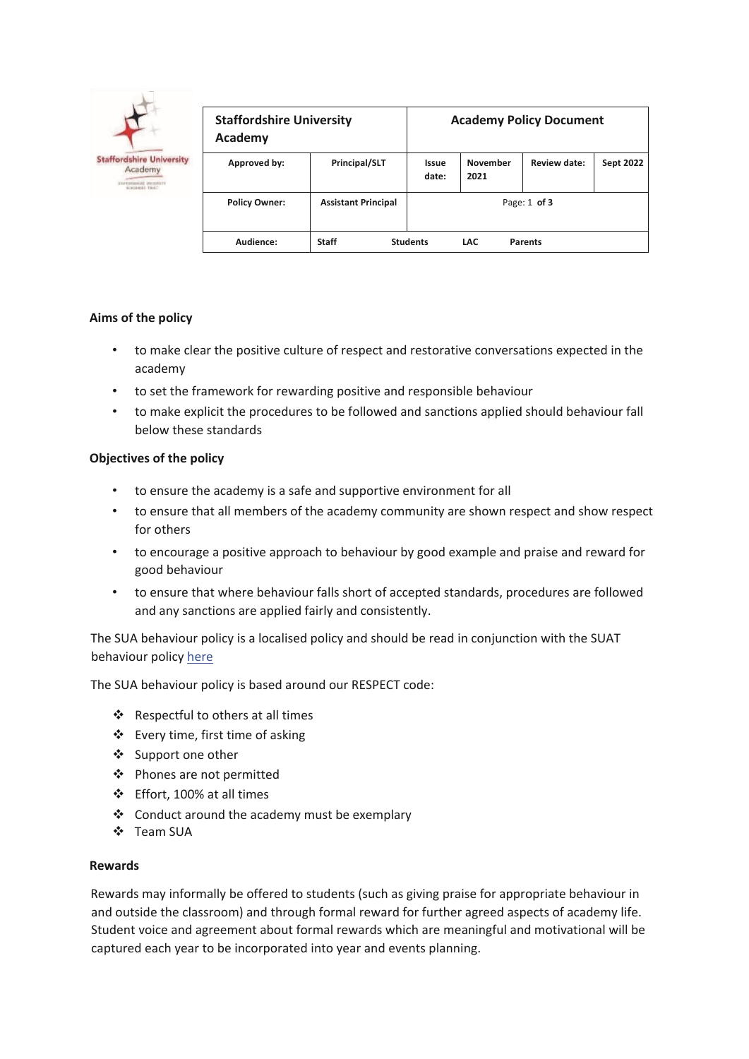| Staffordshire University Academy | | Academy Policy Document | | | |
|---|---|---|---|---|---|
| Approved by: | Principal/SLT | Issue date: | November 2021 | Review date: | Sept 2022 |
| Policy Owner: | Assistant Principal | Page: 1 of 3 | | | |
| Audience: | Staff Students LAC Parents | | | | |

**Aims of the policy**

- to make clear the positive culture of respect and restorative conversations expected in the academy
- to set the framework for rewarding positive and responsible behaviour
- to make explicit the procedures to be followed and sanctions applied should behaviour fall below these standards

**Objectives of the policy**

- to ensure the academy is a safe and supportive environment for all
- to ensure that all members of the academy community are shown respect and show respect for others
- to encourage a positive approach to behaviour by good example and praise and reward for good behaviour
- to ensure that where behaviour falls short of accepted standards, procedures are followed and any sanctions are applied fairly and consistently.

The SUA behaviour policy is a localised policy and should be read in conjunction with the SUAT behaviour policy here

The SUA behaviour policy is based around our RESPECT code:

- Respectful to others at all times
- Every time, first time of asking
- Support one other
- Phones are not permitted
- Effort, 100% at all times
- Conduct around the academy must be exemplary
- Team SUA

**Rewards**

Rewards may informally be offered to students (such as giving praise for appropriate behaviour in and outside the classroom) and through formal reward for further agreed aspects of academy life. Student voice and agreement about formal rewards which are meaningful and motivational will be captured each year to be incorporated into year and events planning.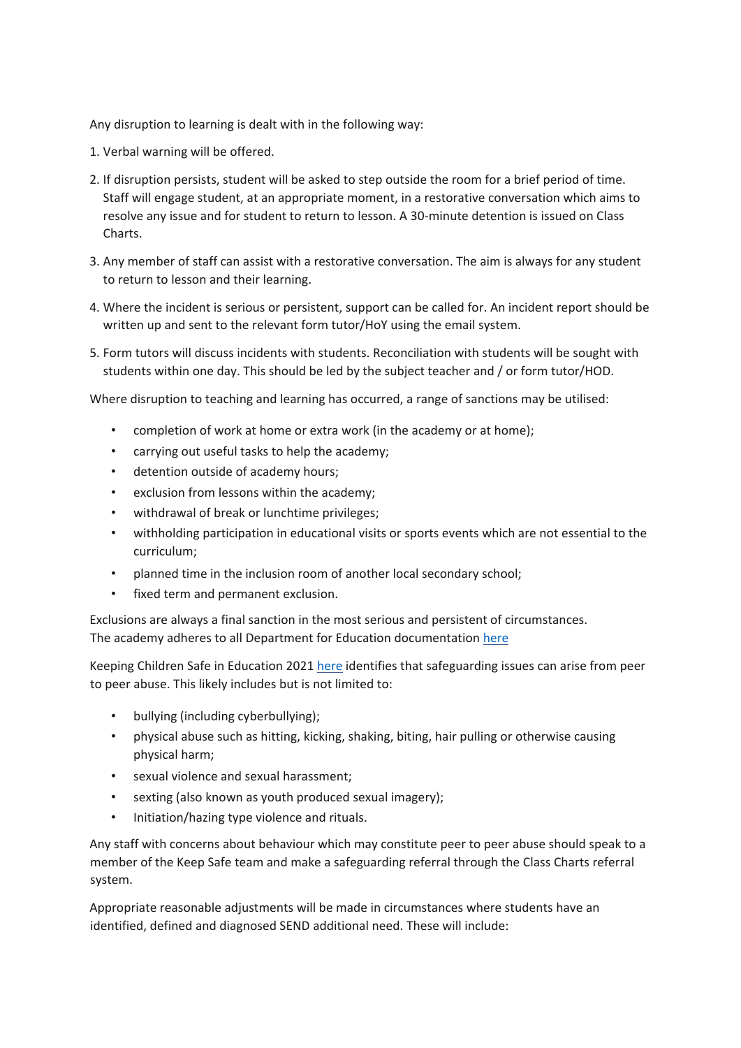Any disruption to learning is dealt with in the following way:

1. Verbal warning will be offered.
2. If disruption persists, student will be asked to step outside the room for a brief period of time. Staff will engage student, at an appropriate moment, in a restorative conversation which aims to resolve any issue and for student to return to lesson. A 30-minute detention is issued on Class Charts.
3. Any member of staff can assist with a restorative conversation. The aim is always for any student to return to lesson and their learning.
4. Where the incident is serious or persistent, support can be called for. An incident report should be written up and sent to the relevant form tutor/HoY using the email system.
5. Form tutors will discuss incidents with students. Reconciliation with students will be sought with students within one day. This should be led by the subject teacher and / or form tutor/HOD.

Where disruption to teaching and learning has occurred, a range of sanctions may be utilised:

- completion of work at home or extra work (in the academy or at home);
- carrying out useful tasks to help the academy;
- detention outside of academy hours;
- exclusion from lessons within the academy;
- withdrawal of break or lunchtime privileges;
- withholding participation in educational visits or sports events which are not essential to the curriculum;
- planned time in the inclusion room of another local secondary school;
- fixed term and permanent exclusion.

Exclusions are always a final sanction in the most serious and persistent of circumstances.
The academy adheres to all Department for Education documentation here

Keeping Children Safe in Education 2021 here identifies that safeguarding issues can arise from peer to peer abuse. This likely includes but is not limited to:

- bullying (including cyberbullying);
- physical abuse such as hitting, kicking, shaking, biting, hair pulling or otherwise causing physical harm;
- sexual violence and sexual harassment;
- sexting (also known as youth produced sexual imagery);
- Initiation/hazing type violence and rituals.

Any staff with concerns about behaviour which may constitute peer to peer abuse should speak to a member of the Keep Safe team and make a safeguarding referral through the Class Charts referral system.

Appropriate reasonable adjustments will be made in circumstances where students have an identified, defined and diagnosed SEND additional need. These will include: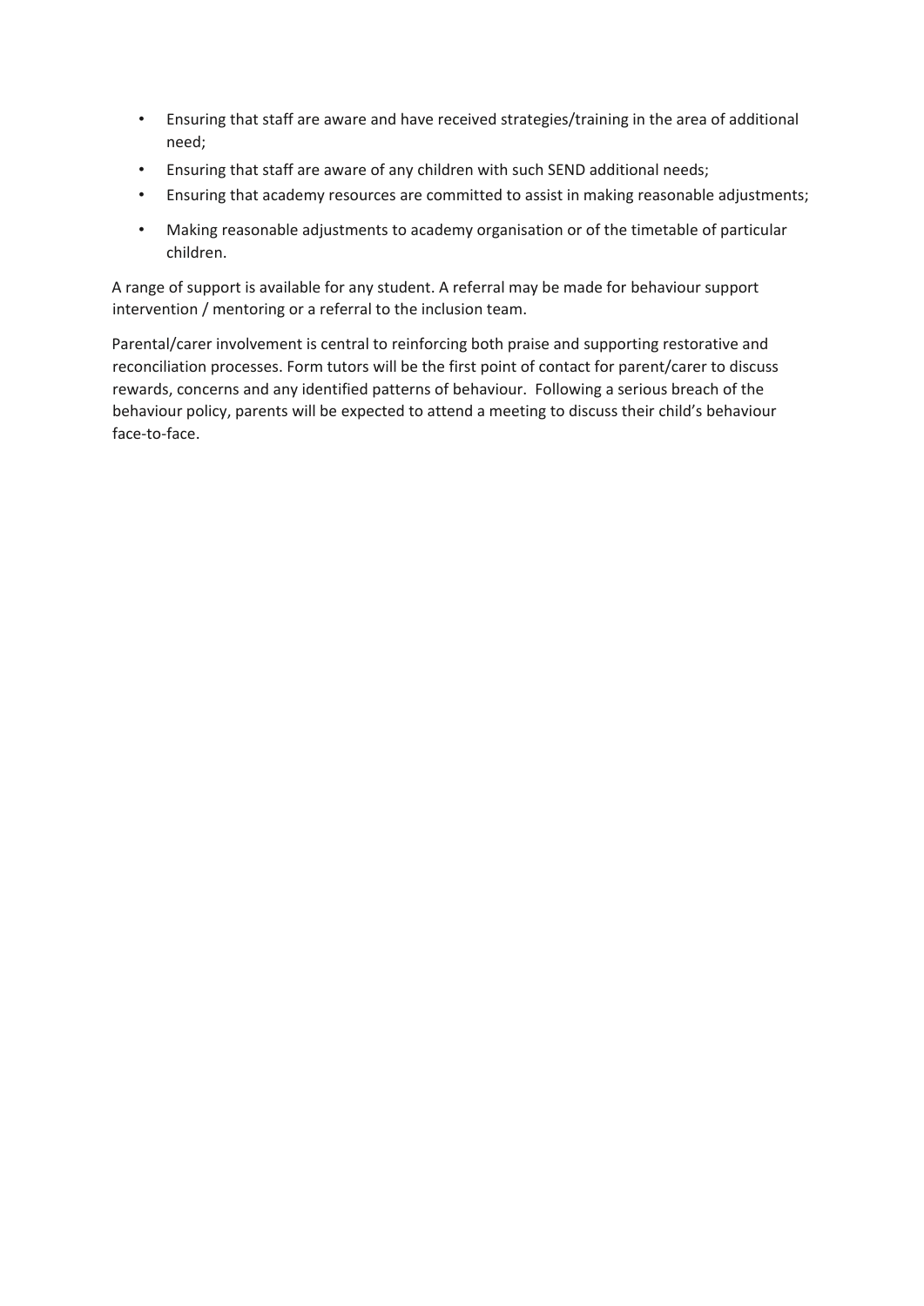- Ensuring that staff are aware and have received strategies/training in the area of additional need;
- Ensuring that staff are aware of any children with such SEND additional needs;
- Ensuring that academy resources are committed to assist in making reasonable adjustments;
- Making reasonable adjustments to academy organisation or of the timetable of particular children.

A range of support is available for any student. A referral may be made for behaviour support intervention / mentoring or a referral to the inclusion team.

Parental/carer involvement is central to reinforcing both praise and supporting restorative and reconciliation processes. Form tutors will be the first point of contact for parent/carer to discuss rewards, concerns and any identified patterns of behaviour. Following a serious breach of the behaviour policy, parents will be expected to attend a meeting to discuss their child's behaviour face-to-face.